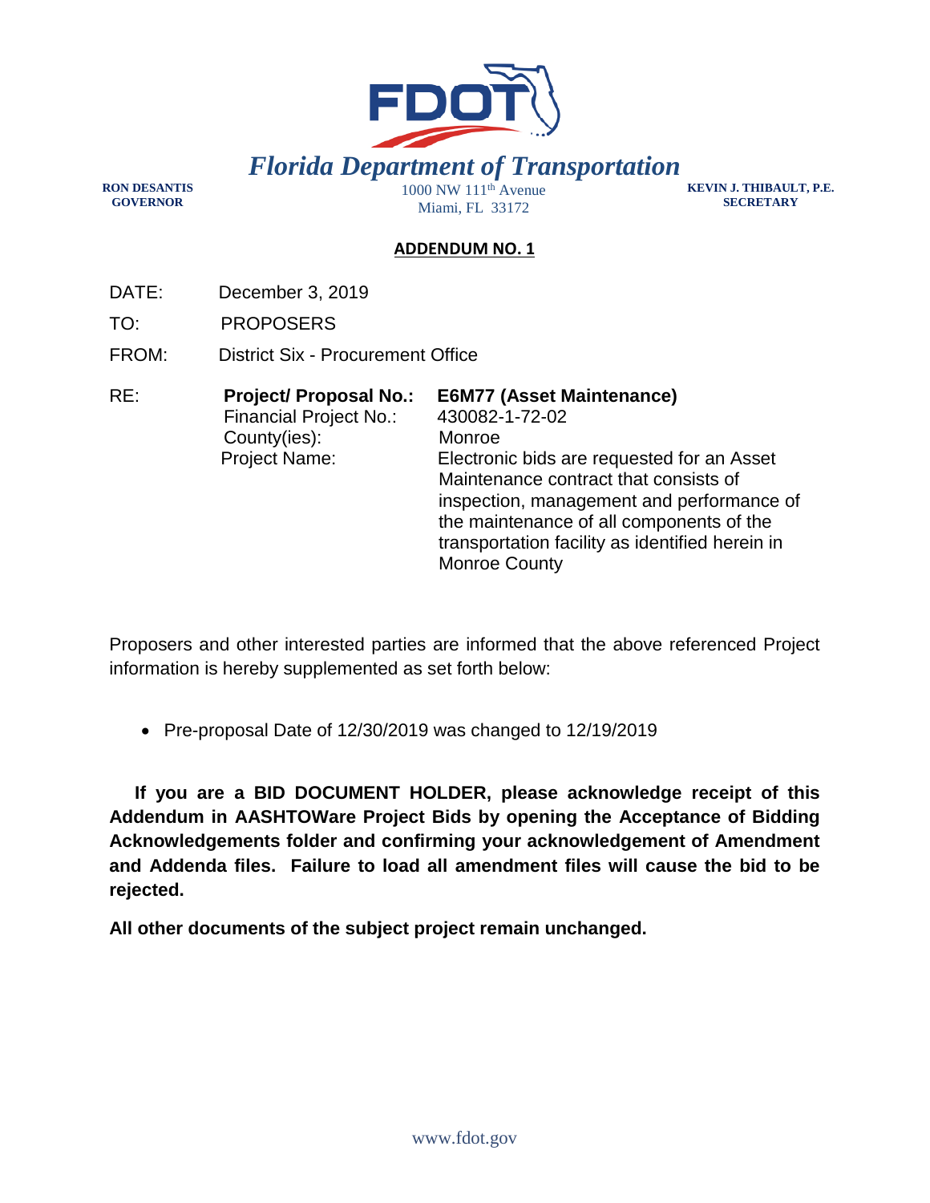# Florida Department of Transportation

**RON DESANTIS**
**GOVERNOR**

1000 NW 111th Avenue
Miami, FL 33172

**KEVIN J. THIBAULT, P.E.**
**SECRETARY**

## ADDENDUM NO. 1

DATE: December 3, 2019

TO: PROPOSERS

FROM: District Six - Procurement Office

RE:

| | |
|---|---|
| **Project/ Proposal No.:** | **E6M77 (Asset Maintenance)** |
| Financial Project No.: | 430082-1-72-02 |
| County(ies): | Monroe |
| Project Name: | Electronic bids are requested for an Asset Maintenance contract that consists of inspection, management and performance of the maintenance of all components of the transportation facility as identified herein in Monroe County |

Proposers and other interested parties are informed that the above referenced Project information is hereby supplemented as set forth below:

- Pre-proposal Date of 12/30/2019 was changed to 12/19/2019

**If you are a BID DOCUMENT HOLDER, please acknowledge receipt of this Addendum in AASHTOWare Project Bids by opening the Acceptance of Bidding Acknowledgements folder and confirming your acknowledgement of Amendment and Addenda files. Failure to load all amendment files will cause the bid to be rejected.**

**All other documents of the subject project remain unchanged.**

www.fdot.gov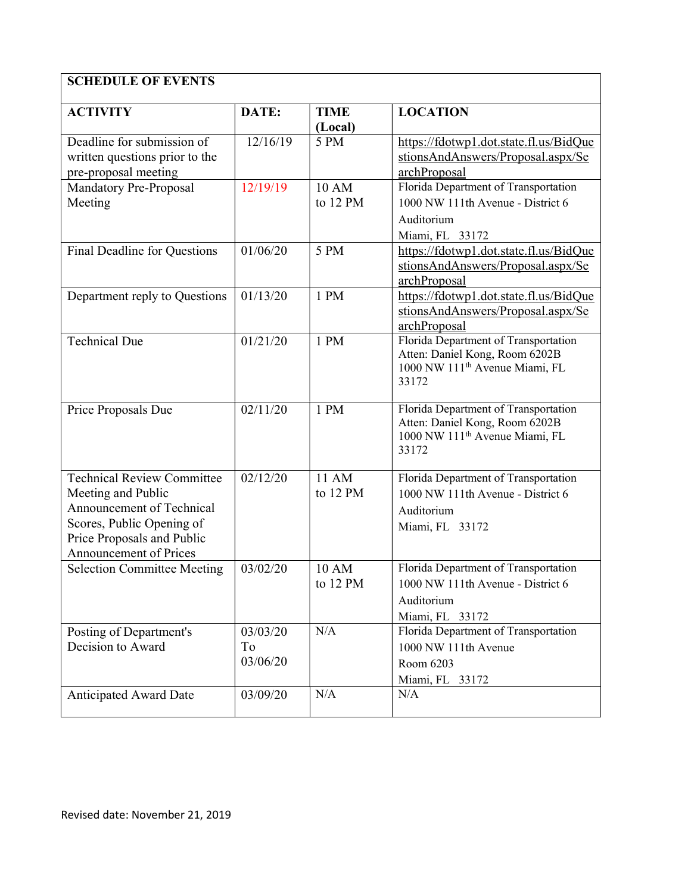| SCHEDULE OF EVENTS | | | |
|---|---|---|---|
| **ACTIVITY** | **DATE:** | **TIME (Local)** | **LOCATION** |
| Deadline for submission of written questions prior to the pre-proposal meeting | 12/16/19 | 5 PM | https://fdotwp1.dot.state.fl.us/BidQuestionsAndAnswers/Proposal.aspx/SearchProposal |
| Mandatory Pre-Proposal Meeting | 12/19/19 | 10 AM to 12 PM | Florida Department of Transportation 1000 NW 111th Avenue - District 6 Auditorium Miami, FL 33172 |
| Final Deadline for Questions | 01/06/20 | 5 PM | https://fdotwp1.dot.state.fl.us/BidQuestionsAndAnswers/Proposal.aspx/SearchProposal |
| Department reply to Questions | 01/13/20 | 1 PM | https://fdotwp1.dot.state.fl.us/BidQuestionsAndAnswers/Proposal.aspx/SearchProposal |
| Technical Due | 01/21/20 | 1 PM | Florida Department of Transportation Atten: Daniel Kong, Room 6202B 1000 NW 111th Avenue Miami, FL 33172 |
| Price Proposals Due | 02/11/20 | 1 PM | Florida Department of Transportation Atten: Daniel Kong, Room 6202B 1000 NW 111th Avenue Miami, FL 33172 |
| Technical Review Committee Meeting and Public Announcement of Technical Scores, Public Opening of Price Proposals and Public Announcement of Prices | 02/12/20 | 11 AM to 12 PM | Florida Department of Transportation 1000 NW 111th Avenue - District 6 Auditorium Miami, FL 33172 |
| Selection Committee Meeting | 03/02/20 | 10 AM to 12 PM | Florida Department of Transportation 1000 NW 111th Avenue - District 6 Auditorium Miami, FL 33172 |
| Posting of Department's Decision to Award | 03/03/20 To 03/06/20 | N/A | Florida Department of Transportation 1000 NW 111th Avenue Room 6203 Miami, FL 33172 |
| Anticipated Award Date | 03/09/20 | N/A | N/A |

Revised date: November 21, 2019